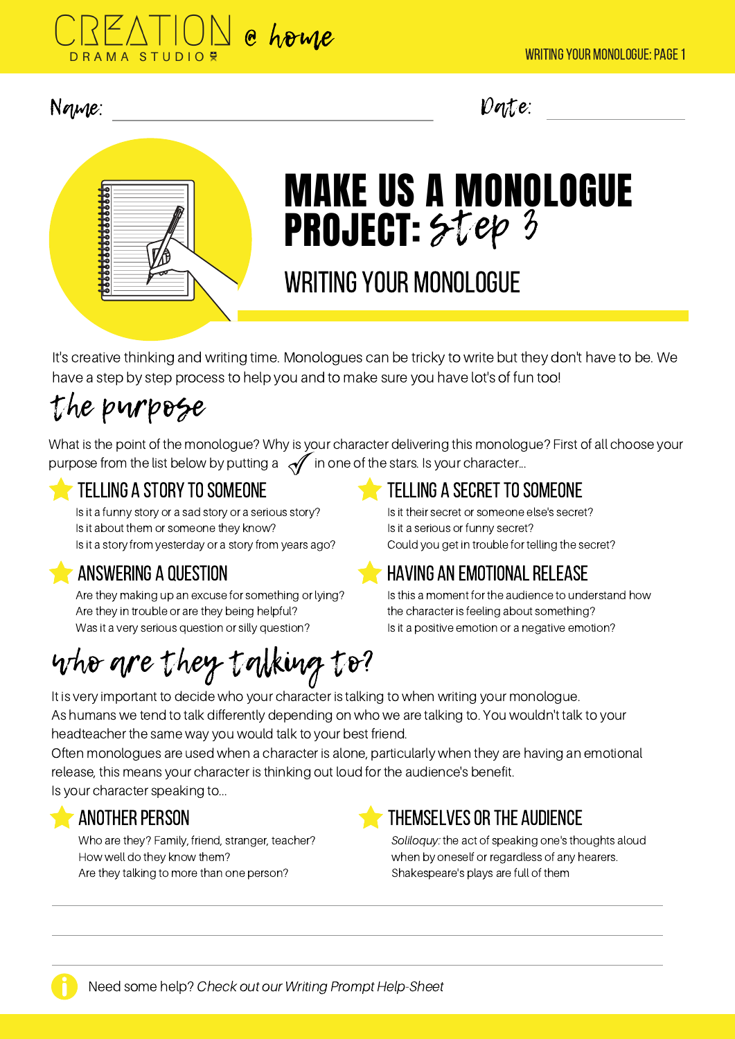CREATION DRAMA STUDIO @ home

Name: ______________________ Date: ____________

# MAKE US A MONOLOGUE PROJECT: step 3

## WRITING YOUR MONOLOGUE

It's creative thinking and writing time. Monologues can be tricky to write but they don't have to be. We have a step by step process to help you and to make sure you have lot's of fun too!

## the purpose

What is the point of the monologue? Why is your character delivering this monologue? First of all choose your purpose from the list below by putting a ✓ in one of the stars. Is your character...

### ★ TELLING A STORY TO SOMEONE

Is it a funny story or a sad story or a serious story?
Is it about them or someone they know?
Is it a story from yesterday or a story from years ago?

### ★ TELLING A SECRET TO SOMEONE

Is it their secret or someone else's secret?
Is it a serious or funny secret?
Could you get in trouble for telling the secret?

### ★ ANSWERING A QUESTION

Are they making up an excuse for something or lying?
Are they in trouble or are they being helpful?
Was it a very serious question or silly question?

### ★ HAVING AN EMOTIONAL RELEASE

Is this a moment for the audience to understand how the character is feeling about something?
Is it a positive emotion or a negative emotion?

## who are they talking to?

It is very important to decide who your character is talking to when writing your monologue.
As humans we tend to talk differently depending on who we are talking to. You wouldn't talk to your headteacher the same way you would talk to your best friend.
Often monologues are used when a character is alone, particularly when they are having an emotional release, this means your character is thinking out loud for the audience's benefit.
Is your character speaking to...

### ★ ANOTHER PERSON

Who are they? Family, friend, stranger, teacher?
How well do they know them?
Are they talking to more than one person?

### ★ THEMSELVES OR THE AUDIENCE

*Soliloquy:* the act of speaking one's thoughts aloud when by oneself or regardless of any hearers. Shakespeare's plays are full of them

______________________________________________

______________________________________________

______________________________________________

Need some help? *Check out our Writing Prompt Help-Sheet*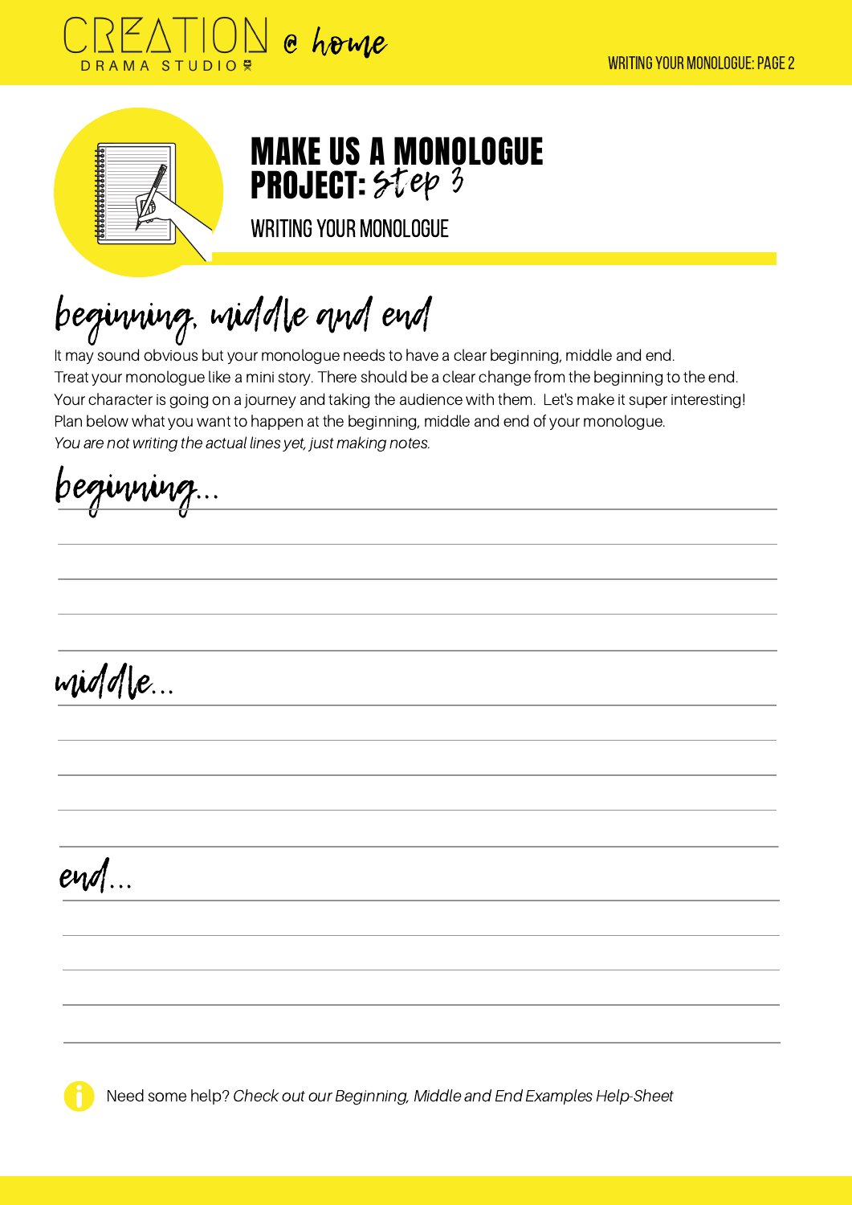# MAKE US A MONOLOGUE PROJECT: *Step 3*

## WRITING YOUR MONOLOGUE

## beginning, middle and end

It may sound obvious but your monologue needs to have a clear beginning, middle and end. Treat your monologue like a mini story. There should be a clear change from the beginning to the end. Your character is going on a journey and taking the audience with them. Let's make it super interesting! Plan below what you want to happen at the beginning, middle and end of your monologue.
*You are not writing the actual lines yet, just making notes.*

### beginning...

### middle...

### end...

Need some help? *Check out our Beginning, Middle and End Examples Help-Sheet*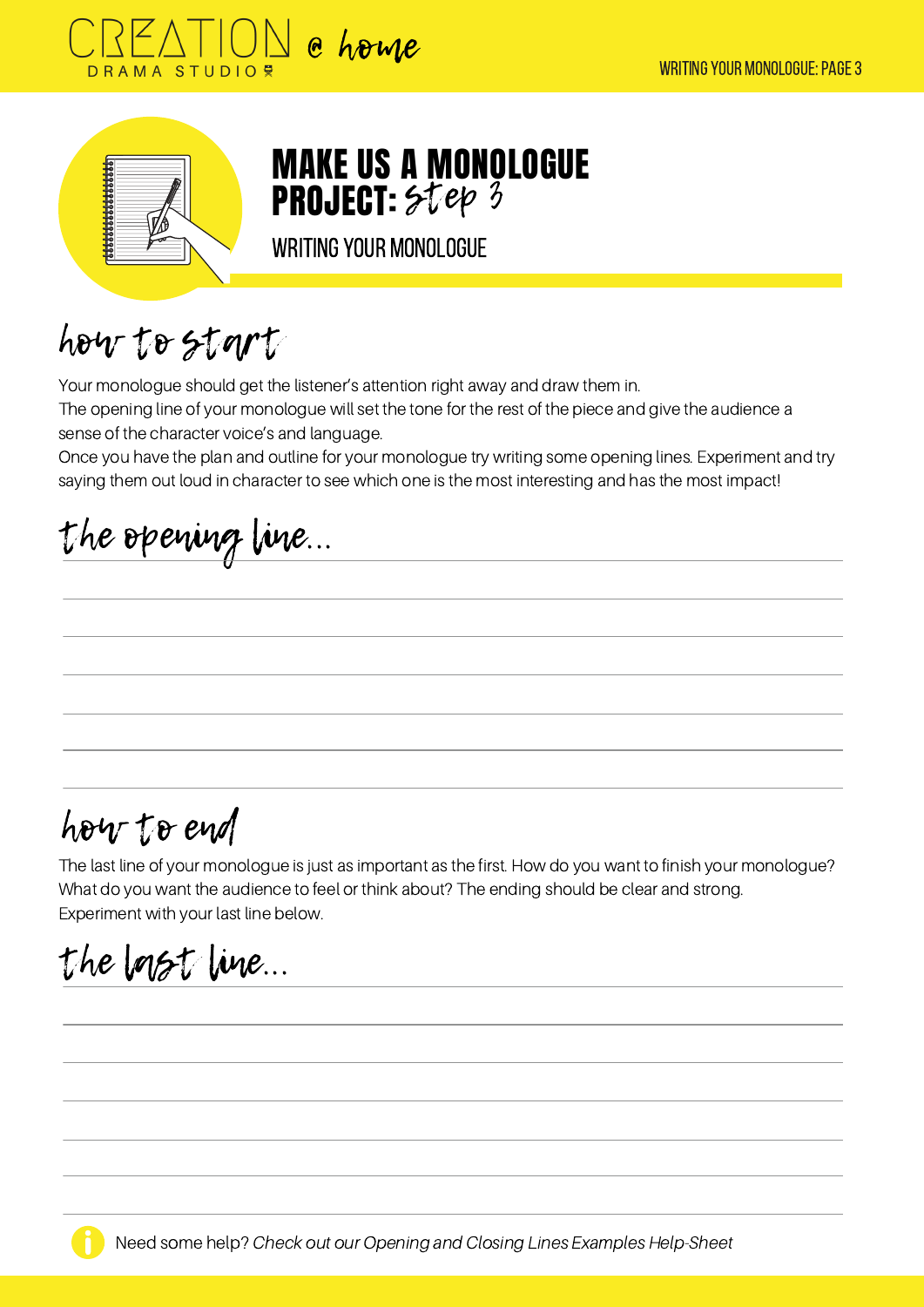# MAKE US A MONOLOGUE PROJECT: *Step 3*

## WRITING YOUR MONOLOGUE

## how to start

Your monologue should get the listener's attention right away and draw them in.
The opening line of your monologue will set the tone for the rest of the piece and give the audience a sense of the character voice's and language.
Once you have the plan and outline for your monologue try writing some opening lines. Experiment and try saying them out loud in character to see which one is the most interesting and has the most impact!

### the opening line...

## how to end

The last line of your monologue is just as important as the first. How do you want to finish your monologue? What do you want the audience to feel or think about? The ending should be clear and strong.
Experiment with your last line below.

### the last line...

Need some help? *Check out our Opening and Closing Lines Examples Help-Sheet*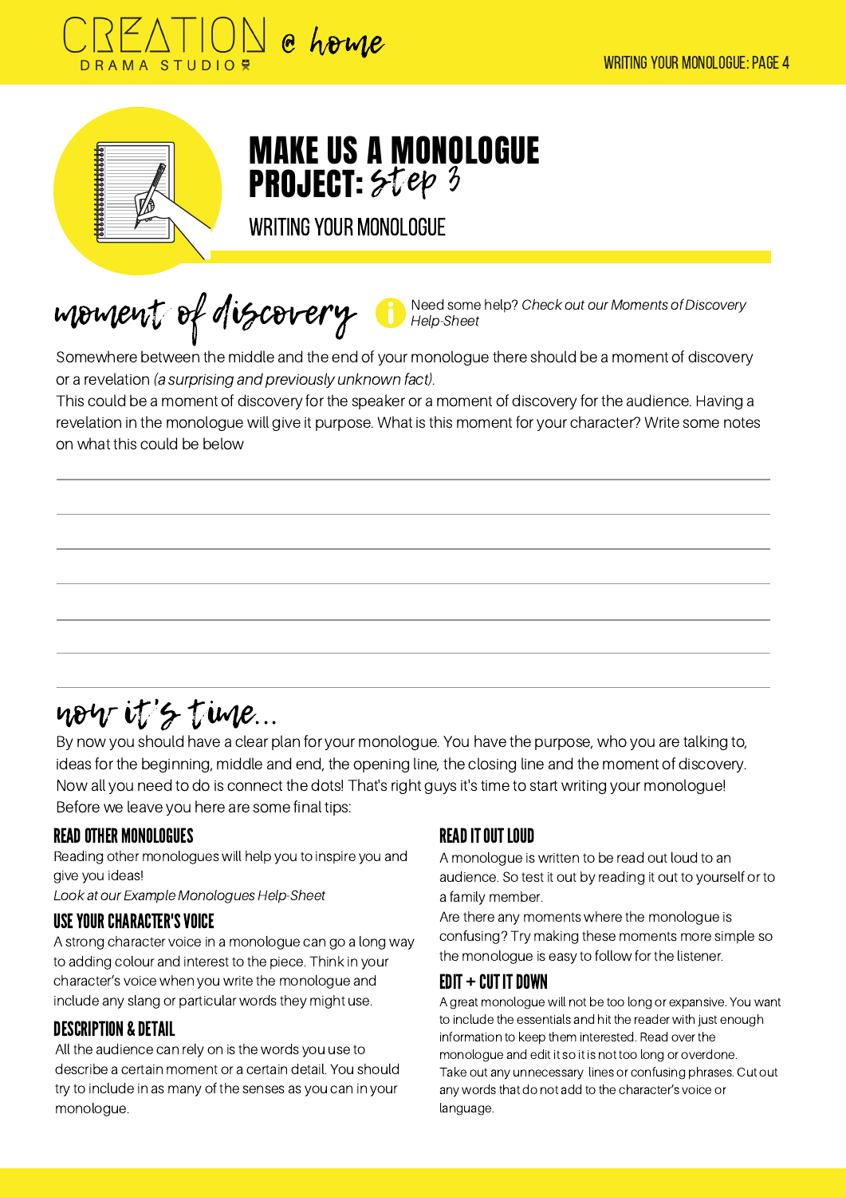# MAKE US A MONOLOGUE PROJECT: Step 3

## WRITING YOUR MONOLOGUE

## moment of discovery

Need some help? *Check out our Moments of Discovery Help-Sheet*

Somewhere between the middle and the end of your monologue there should be a moment of discovery or a revelation *(a surprising and previously unknown fact).*

This could be a moment of discovery for the speaker or a moment of discovery for the audience. Having a revelation in the monologue will give it purpose. What is this moment for your character? Write some notes on what this could be below

## now it's time...

By now you should have a clear plan for your monologue. You have the purpose, who you are talking to, ideas for the beginning, middle and end, the opening line, the closing line and the moment of discovery. Now all you need to do is connect the dots! That's right guys it's time to start writing your monologue! Before we leave you here are some final tips:

### READ OTHER MONOLOGUES

Reading other monologues will help you to inspire you and give you ideas!

*Look at our Example Monologues Help-Sheet*

### USE YOUR CHARACTER'S VOICE

A strong character voice in a monologue can go a long way to adding colour and interest to the piece. Think in your character's voice when you write the monologue and include any slang or particular words they might use.

### DESCRIPTION & DETAIL

All the audience can rely on is the words you use to describe a certain moment or a certain detail. You should try to include in as many of the senses as you can in your monologue.

### READ IT OUT LOUD

A monologue is written to be read out loud to an audience. So test it out by reading it out to yourself or to a family member.

Are there any moments where the monologue is confusing? Try making these moments more simple so the monologue is easy to follow for the listener.

### EDIT + CUT IT DOWN

A great monologue will not be too long or expansive. You want to include the essentials and hit the reader with just enough information to keep them interested. Read over the monologue and edit it so it is not too long or overdone. Take out any unnecessary lines or confusing phrases. Cut out any words that do not add to the character's voice or language.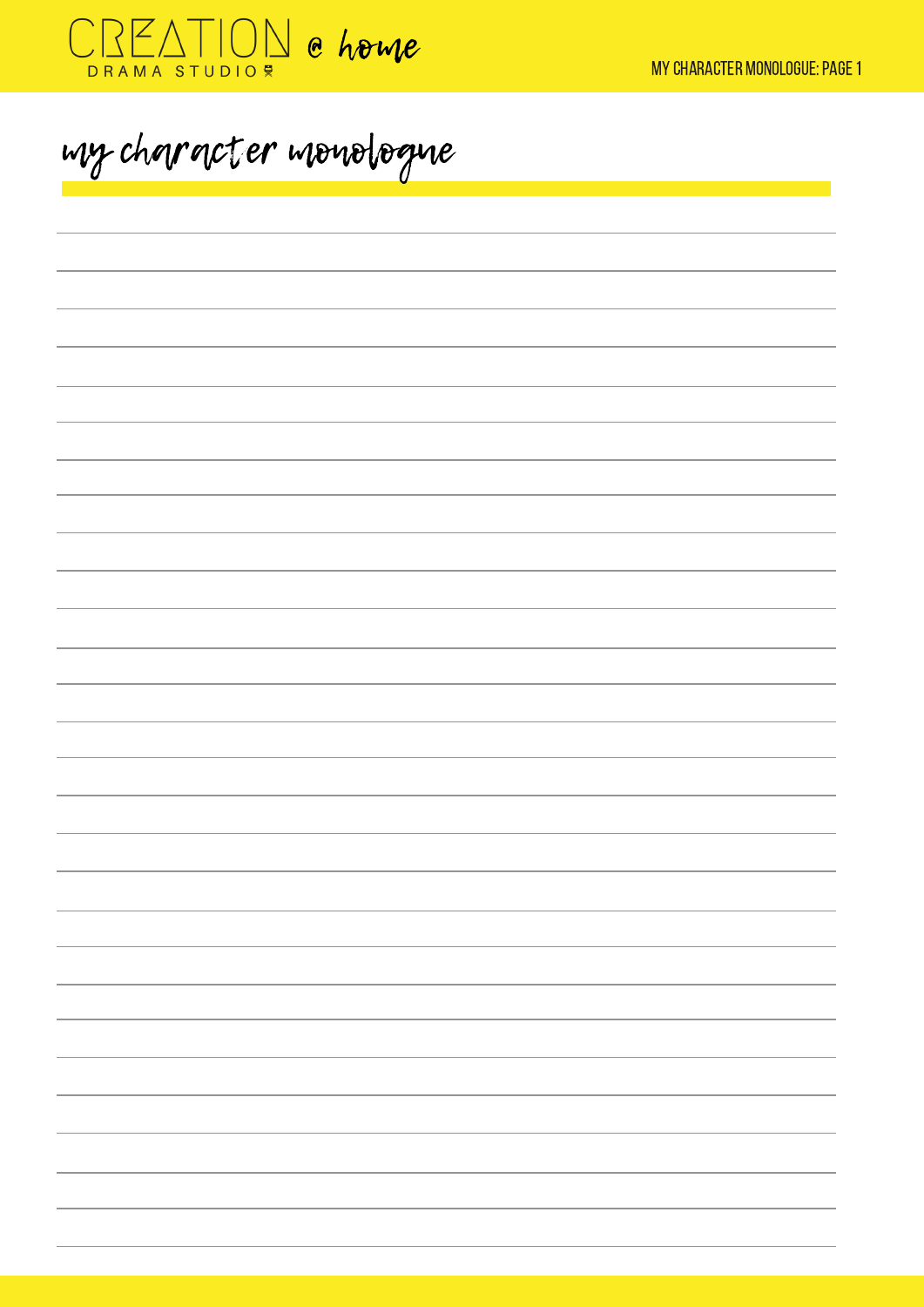# my character monologue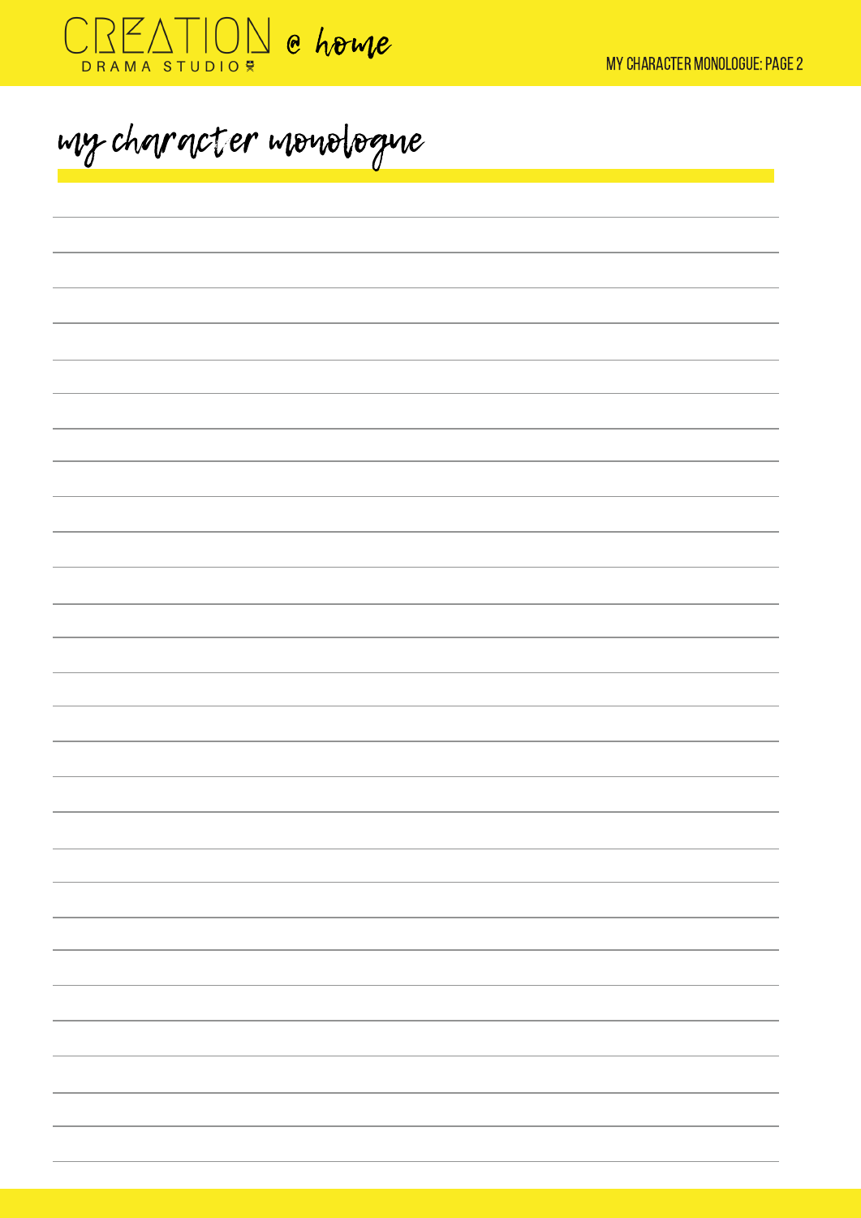# my character monologue